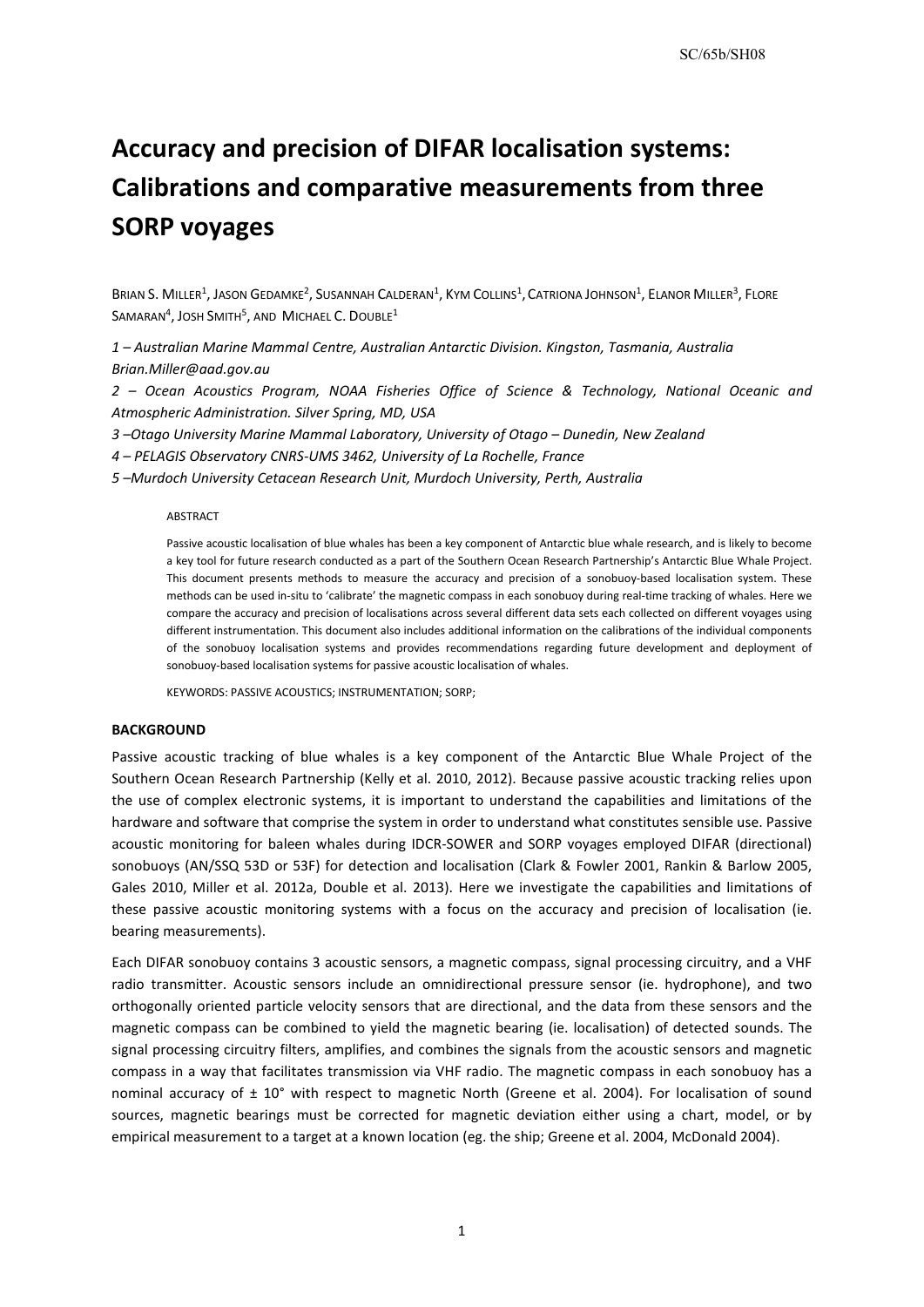# Accuracy and precision of DIFAR localisation systems: Calibrations and comparative measurements from three SORP voyages

BRIAN S. MILLER[1], JASON GEDAMKE[2], SUSANNAH CALDERAN[1], KYM COLLINS[1], CATRIONA JOHNSON[1], ELANOR MILLER[3], FLORE SAMARAN[4], JOSH SMITH[5], AND MICHAEL C. DOUBLE[1]

*1 – Australian Marine Mammal Centre, Australian Antarctic Division. Kingston, Tasmania, Australia Brian.Miller@aad.gov.au*

*2 – Ocean Acoustics Program, NOAA Fisheries Office of Science & Technology, National Oceanic and Atmospheric Administration. Silver Spring, MD, USA*

*3 –Otago University Marine Mammal Laboratory, University of Otago – Dunedin, New Zealand*

*4 – PELAGIS Observatory CNRS-UMS 3462, University of La Rochelle, France*

*5 –Murdoch University Cetacean Research Unit, Murdoch University, Perth, Australia*

ABSTRACT

Passive acoustic localisation of blue whales has been a key component of Antarctic blue whale research, and is likely to become a key tool for future research conducted as a part of the Southern Ocean Research Partnership's Antarctic Blue Whale Project. This document presents methods to measure the accuracy and precision of a sonobuoy-based localisation system. These methods can be used in-situ to 'calibrate' the magnetic compass in each sonobuoy during real-time tracking of whales. Here we compare the accuracy and precision of localisations across several different data sets each collected on different voyages using different instrumentation. This document also includes additional information on the calibrations of the individual components of the sonobuoy localisation systems and provides recommendations regarding future development and deployment of sonobuoy-based localisation systems for passive acoustic localisation of whales.

KEYWORDS: PASSIVE ACOUSTICS; INSTRUMENTATION; SORP;

## BACKGROUND

Passive acoustic tracking of blue whales is a key component of the Antarctic Blue Whale Project of the Southern Ocean Research Partnership (Kelly et al. 2010, 2012). Because passive acoustic tracking relies upon the use of complex electronic systems, it is important to understand the capabilities and limitations of the hardware and software that comprise the system in order to understand what constitutes sensible use. Passive acoustic monitoring for baleen whales during IDCR-SOWER and SORP voyages employed DIFAR (directional) sonobuoys (AN/SSQ 53D or 53F) for detection and localisation (Clark & Fowler 2001, Rankin & Barlow 2005, Gales 2010, Miller et al. 2012a, Double et al. 2013). Here we investigate the capabilities and limitations of these passive acoustic monitoring systems with a focus on the accuracy and precision of localisation (ie. bearing measurements).

Each DIFAR sonobuoy contains 3 acoustic sensors, a magnetic compass, signal processing circuitry, and a VHF radio transmitter. Acoustic sensors include an omnidirectional pressure sensor (ie. hydrophone), and two orthogonally oriented particle velocity sensors that are directional, and the data from these sensors and the magnetic compass can be combined to yield the magnetic bearing (ie. localisation) of detected sounds. The signal processing circuitry filters, amplifies, and combines the signals from the acoustic sensors and magnetic compass in a way that facilitates transmission via VHF radio. The magnetic compass in each sonobuoy has a nominal accuracy of ± 10° with respect to magnetic North (Greene et al. 2004). For localisation of sound sources, magnetic bearings must be corrected for magnetic deviation either using a chart, model, or by empirical measurement to a target at a known location (eg. the ship; Greene et al. 2004, McDonald 2004).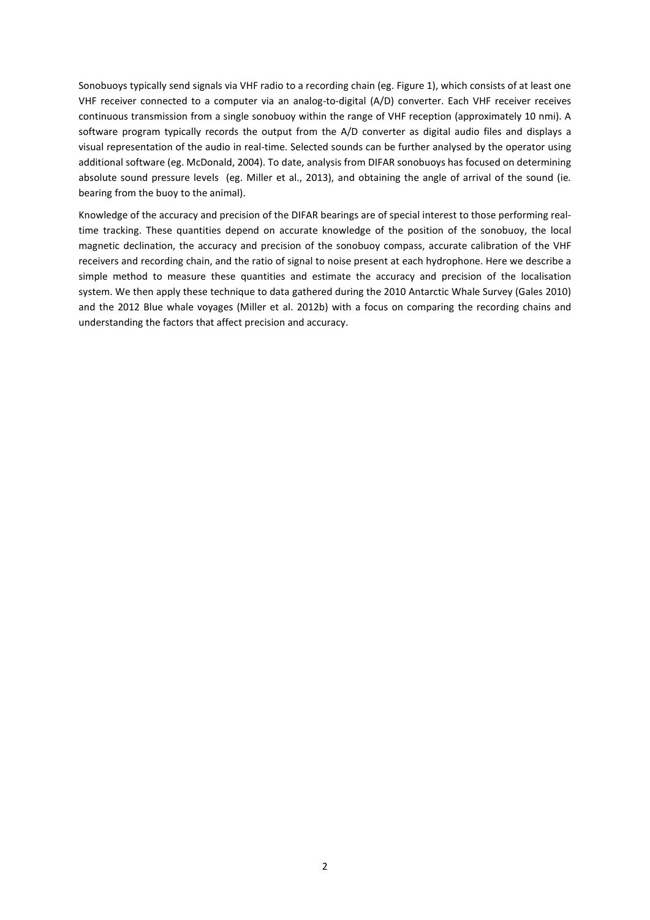Sonobuoys typically send signals via VHF radio to a recording chain (eg. Figure 1), which consists of at least one VHF receiver connected to a computer via an analog-to-digital (A/D) converter. Each VHF receiver receives continuous transmission from a single sonobuoy within the range of VHF reception (approximately 10 nmi). A software program typically records the output from the A/D converter as digital audio files and displays a visual representation of the audio in real-time. Selected sounds can be further analysed by the operator using additional software (eg. McDonald, 2004). To date, analysis from DIFAR sonobuoys has focused on determining absolute sound pressure levels (eg. Miller et al., 2013), and obtaining the angle of arrival of the sound (ie. bearing from the buoy to the animal).

Knowledge of the accuracy and precision of the DIFAR bearings are of special interest to those performing real-time tracking. These quantities depend on accurate knowledge of the position of the sonobuoy, the local magnetic declination, the accuracy and precision of the sonobuoy compass, accurate calibration of the VHF receivers and recording chain, and the ratio of signal to noise present at each hydrophone. Here we describe a simple method to measure these quantities and estimate the accuracy and precision of the localisation system. We then apply these technique to data gathered during the 2010 Antarctic Whale Survey (Gales 2010) and the 2012 Blue whale voyages (Miller et al. 2012b) with a focus on comparing the recording chains and understanding the factors that affect precision and accuracy.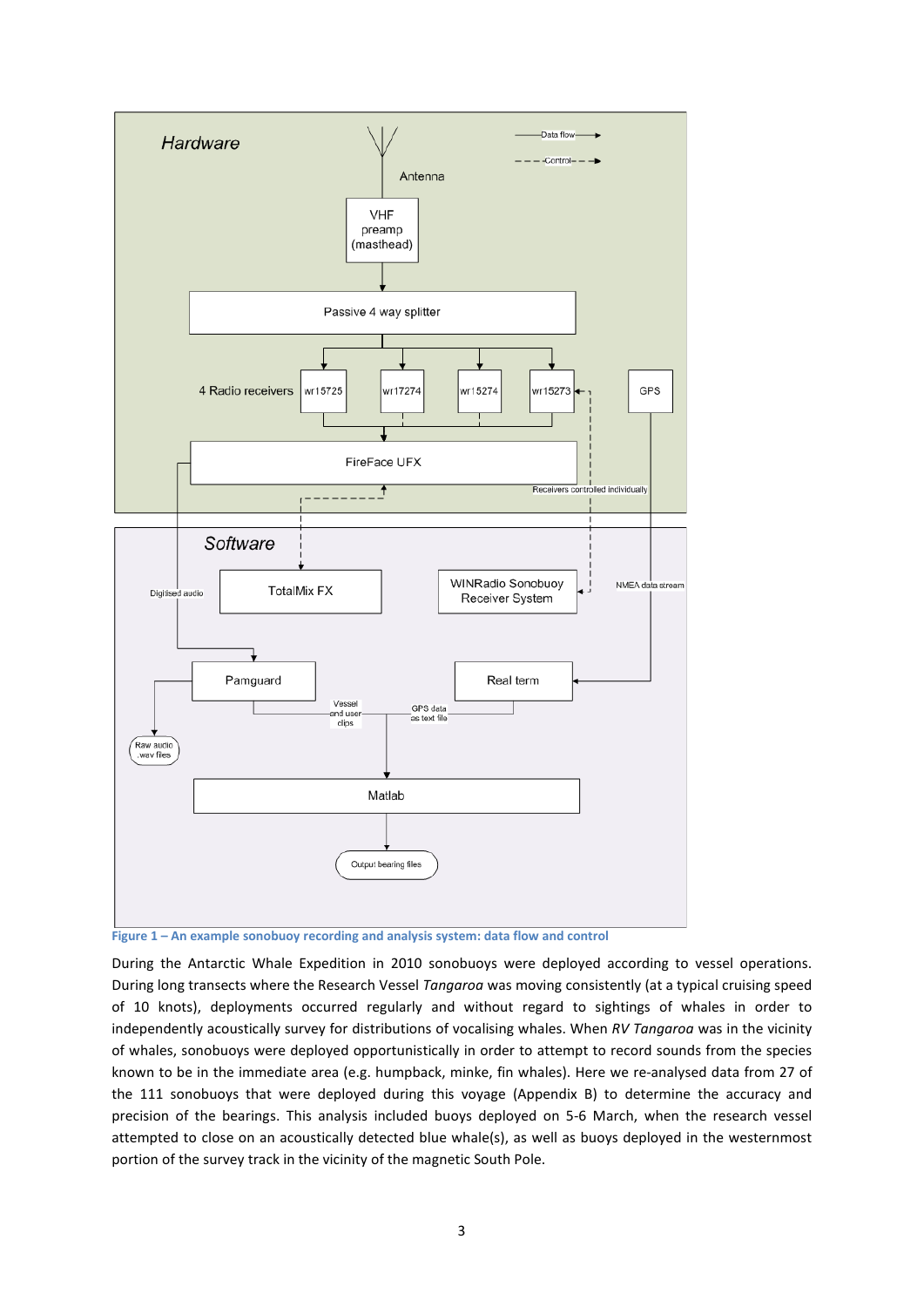Figure 1 – An example sonobuoy recording and analysis system: data flow and control

During the Antarctic Whale Expedition in 2010 sonobuoys were deployed according to vessel operations. During long transects where the Research Vessel *Tangaroa* was moving consistently (at a typical cruising speed of 10 knots), deployments occurred regularly and without regard to sightings of whales in order to independently acoustically survey for distributions of vocalising whales. When *RV Tangaroa* was in the vicinity of whales, sonobuoys were deployed opportunistically in order to attempt to record sounds from the species known to be in the immediate area (e.g. humpback, minke, fin whales). Here we re-analysed data from 27 of the 111 sonobuoys that were deployed during this voyage (Appendix B) to determine the accuracy and precision of the bearings. This analysis included buoys deployed on 5-6 March, when the research vessel attempted to close on an acoustically detected blue whale(s), as well as buoys deployed in the westernmost portion of the survey track in the vicinity of the magnetic South Pole.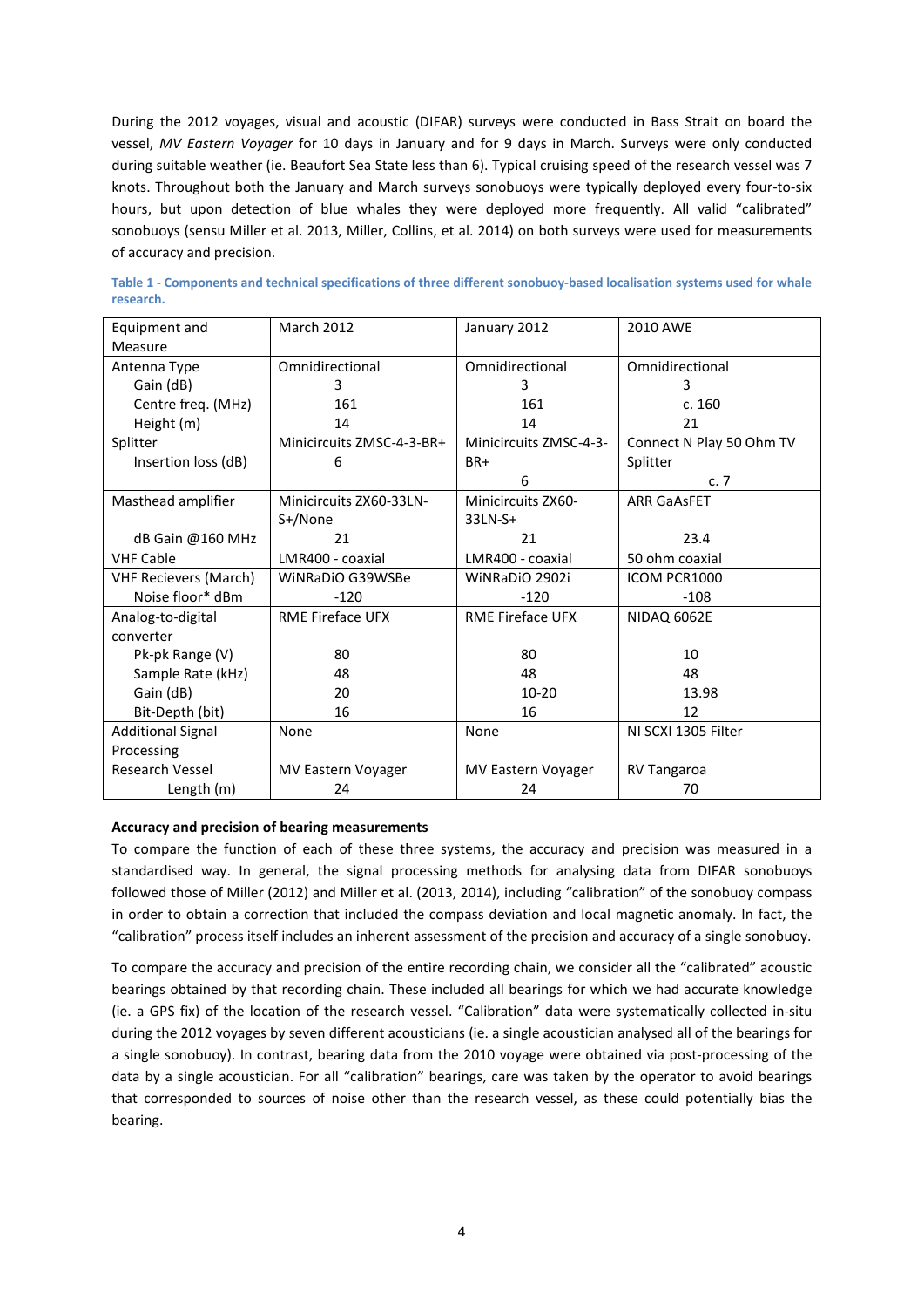During the 2012 voyages, visual and acoustic (DIFAR) surveys were conducted in Bass Strait on board the vessel, *MV Eastern Voyager* for 10 days in January and for 9 days in March. Surveys were only conducted during suitable weather (ie. Beaufort Sea State less than 6). Typical cruising speed of the research vessel was 7 knots. Throughout both the January and March surveys sonobuoys were typically deployed every four-to-six hours, but upon detection of blue whales they were deployed more frequently. All valid "calibrated" sonobuoys (sensu Miller et al. 2013, Miller, Collins, et al. 2014) on both surveys were used for measurements of accuracy and precision.

**Table 1 - Components and technical specifications of three different sonobuoy-based localisation systems used for whale research.**

| Equipment and Measure | March 2012 | January 2012 | 2010 AWE |
|---|---|---|---|
| Antenna Type | Omnidirectional | Omnidirectional | Omnidirectional |
| Gain (dB) | 3 | 3 | 3 |
| Centre freq. (MHz) | 161 | 161 | c. 160 |
| Height (m) | 14 | 14 | 21 |
| Splitter | Minicircuits ZMSC-4-3-BR+ | Minicircuits ZMSC-4-3-BR+ | Connect N Play 50 Ohm TV Splitter |
| Insertion loss (dB) | 6 | 6 | c. 7 |
| Masthead amplifier | Minicircuits ZX60-33LN-S+/None | Minicircuits ZX60-33LN-S+ | ARR GaAsFET |
| dB Gain @160 MHz | 21 | 21 | 23.4 |
| VHF Cable | LMR400 - coaxial | LMR400 - coaxial | 50 ohm coaxial |
| VHF Recievers (March) | WiNRaDiO G39WSBe | WiNRaDiO 2902i | ICOM PCR1000 |
| Noise floor* dBm | -120 | -120 | -108 |
| Analog-to-digital converter | RME Fireface UFX | RME Fireface UFX | NIDAQ 6062E |
| Pk-pk Range (V) | 80 | 80 | 10 |
| Sample Rate (kHz) | 48 | 48 | 48 |
| Gain (dB) | 20 | 10-20 | 13.98 |
| Bit-Depth (bit) | 16 | 16 | 12 |
| Additional Signal Processing | None | None | NI SCXI 1305 Filter |
| Research Vessel | MV Eastern Voyager | MV Eastern Voyager | RV Tangaroa |
| Length (m) | 24 | 24 | 70 |

**Accuracy and precision of bearing measurements**

To compare the function of each of these three systems, the accuracy and precision was measured in a standardised way. In general, the signal processing methods for analysing data from DIFAR sonobuoys followed those of Miller (2012) and Miller et al. (2013, 2014), including "calibration" of the sonobuoy compass in order to obtain a correction that included the compass deviation and local magnetic anomaly. In fact, the "calibration" process itself includes an inherent assessment of the precision and accuracy of a single sonobuoy.

To compare the accuracy and precision of the entire recording chain, we consider all the "calibrated" acoustic bearings obtained by that recording chain. These included all bearings for which we had accurate knowledge (ie. a GPS fix) of the location of the research vessel. "Calibration" data were systematically collected in-situ during the 2012 voyages by seven different acousticians (ie. a single acoustician analysed all of the bearings for a single sonobuoy). In contrast, bearing data from the 2010 voyage were obtained via post-processing of the data by a single acoustician. For all "calibration" bearings, care was taken by the operator to avoid bearings that corresponded to sources of noise other than the research vessel, as these could potentially bias the bearing.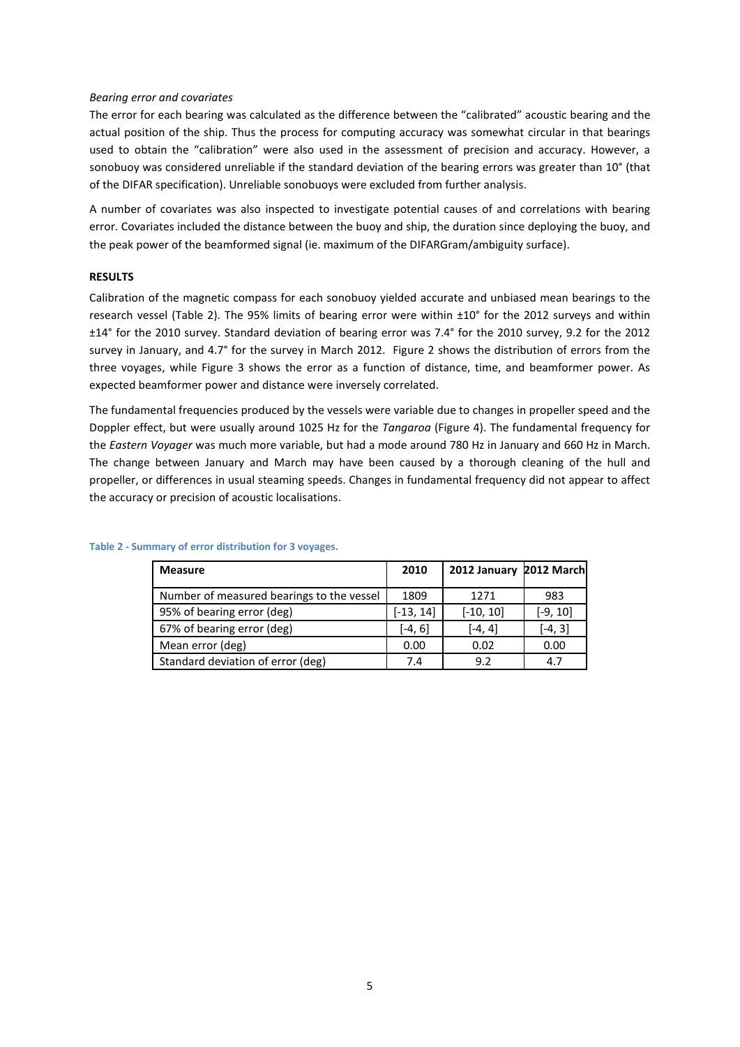*Bearing error and covariates*

The error for each bearing was calculated as the difference between the "calibrated" acoustic bearing and the actual position of the ship. Thus the process for computing accuracy was somewhat circular in that bearings used to obtain the "calibration" were also used in the assessment of precision and accuracy. However, a sonobuoy was considered unreliable if the standard deviation of the bearing errors was greater than 10° (that of the DIFAR specification). Unreliable sonobuoys were excluded from further analysis.

A number of covariates was also inspected to investigate potential causes of and correlations with bearing error. Covariates included the distance between the buoy and ship, the duration since deploying the buoy, and the peak power of the beamformed signal (ie. maximum of the DIFARGram/ambiguity surface).

## RESULTS

Calibration of the magnetic compass for each sonobuoy yielded accurate and unbiased mean bearings to the research vessel (Table 2). The 95% limits of bearing error were within ±10° for the 2012 surveys and within ±14° for the 2010 survey. Standard deviation of bearing error was 7.4° for the 2010 survey, 9.2 for the 2012 survey in January, and 4.7° for the survey in March 2012. Figure 2 shows the distribution of errors from the three voyages, while Figure 3 shows the error as a function of distance, time, and beamformer power. As expected beamformer power and distance were inversely correlated.

The fundamental frequencies produced by the vessels were variable due to changes in propeller speed and the Doppler effect, but were usually around 1025 Hz for the *Tangaroa* (Figure 4). The fundamental frequency for the *Eastern Voyager* was much more variable, but had a mode around 780 Hz in January and 660 Hz in March. The change between January and March may have been caused by a thorough cleaning of the hull and propeller, or differences in usual steaming speeds. Changes in fundamental frequency did not appear to affect the accuracy or precision of acoustic localisations.

**Table 2 - Summary of error distribution for 3 voyages.**

| Measure | 2010 | 2012 January | 2012 March |
|---|---|---|---|
| Number of measured bearings to the vessel | 1809 | 1271 | 983 |
| 95% of bearing error (deg) | [-13, 14] | [-10, 10] | [-9, 10] |
| 67% of bearing error (deg) | [-4, 6] | [-4, 4] | [-4, 3] |
| Mean error (deg) | 0.00 | 0.02 | 0.00 |
| Standard deviation of error (deg) | 7.4 | 9.2 | 4.7 |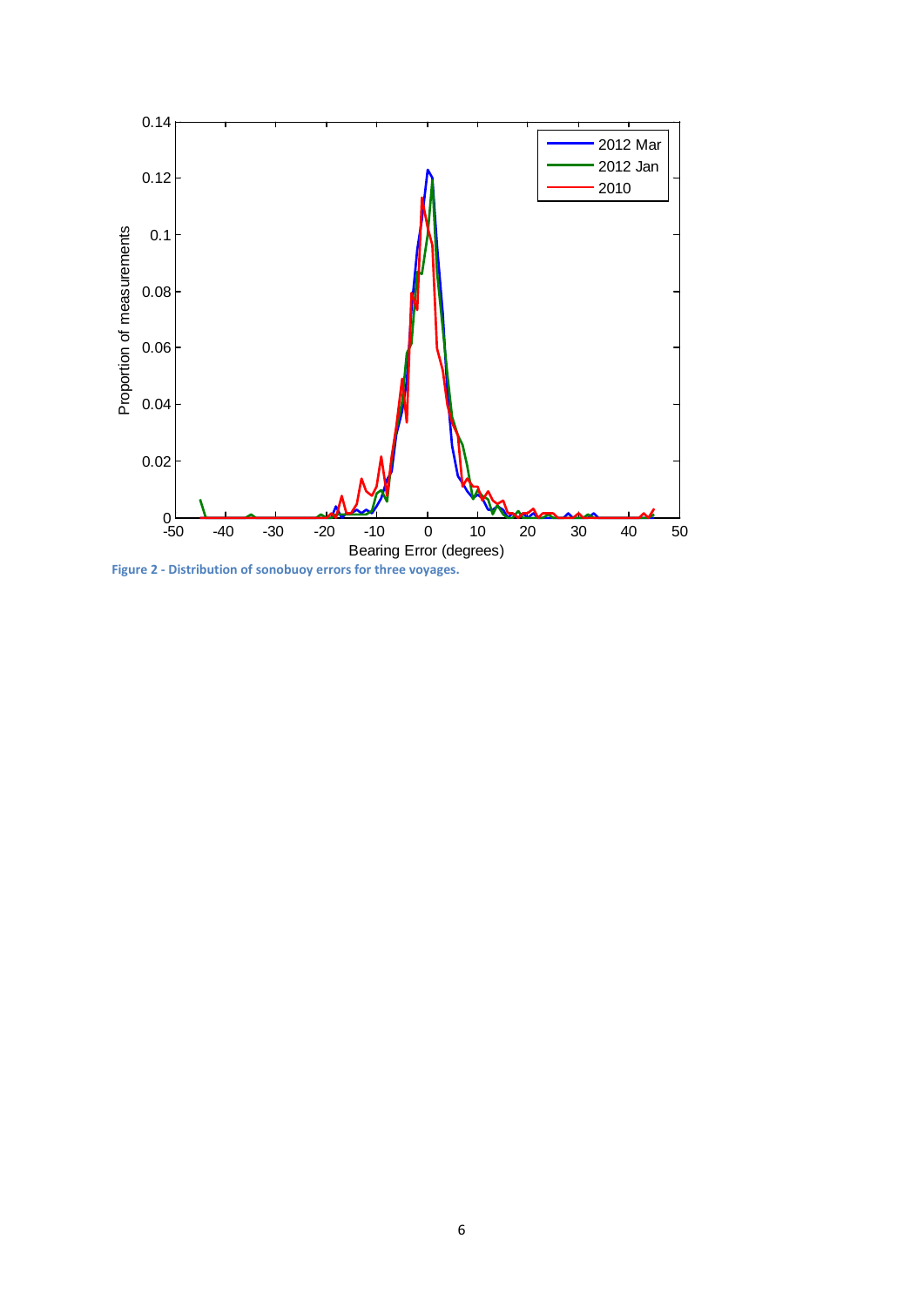Figure 2 - Distribution of sonobuoy errors for three voyages.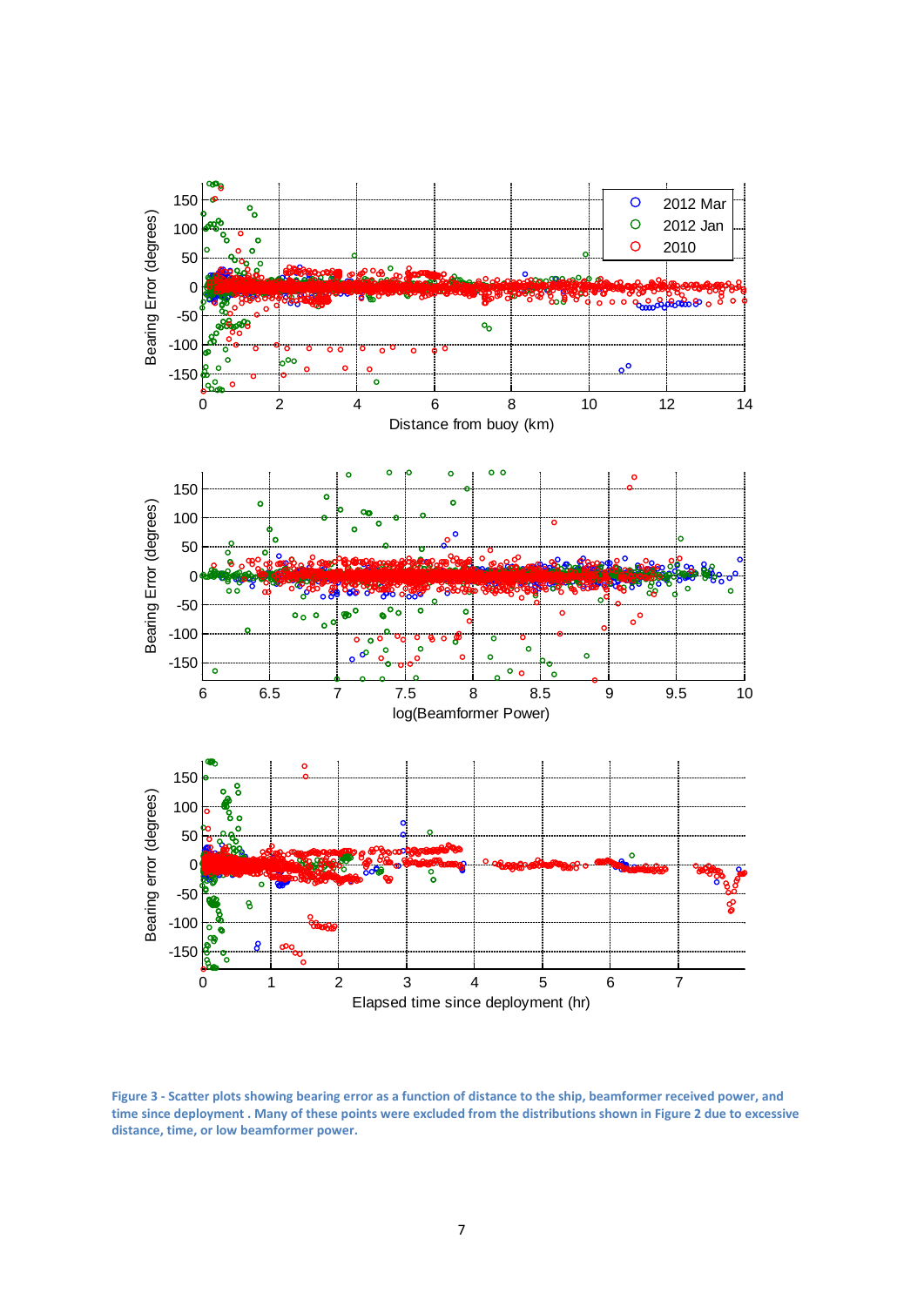**Figure 3 - Scatter plots showing bearing error as a function of distance to the ship, beamformer received power, and time since deployment . Many of these points were excluded from the distributions shown in Figure 2 due to excessive distance, time, or low beamformer power.**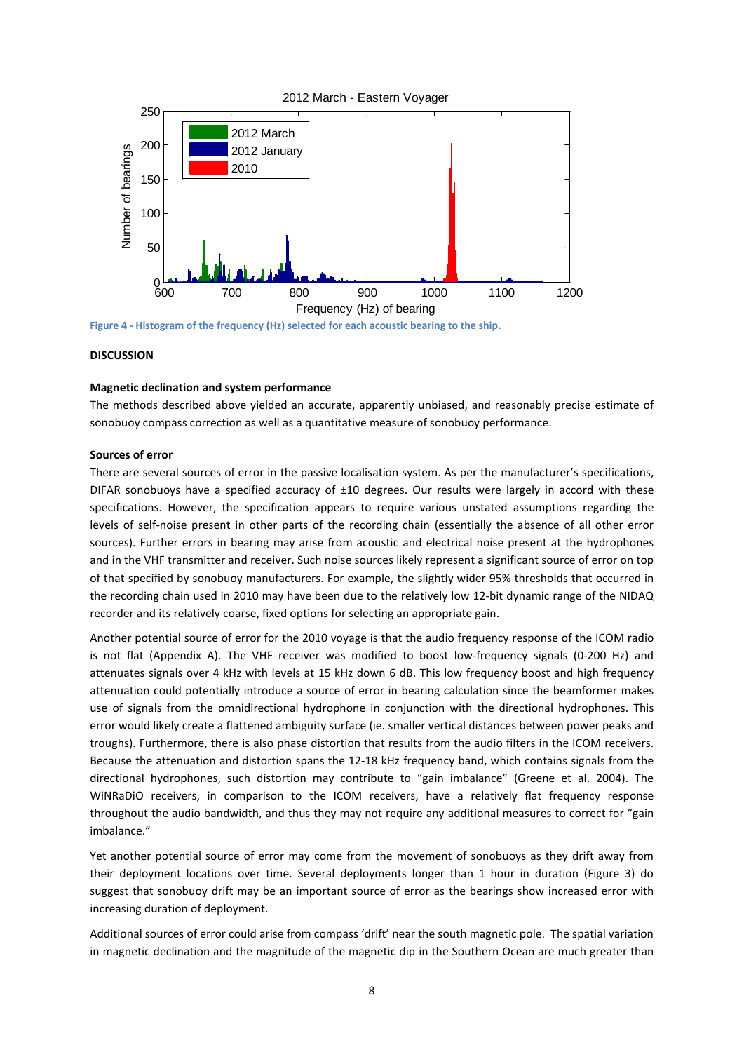Figure 4 - Histogram of the frequency (Hz) selected for each acoustic bearing to the ship.

## DISCUSSION

### Magnetic declination and system performance

The methods described above yielded an accurate, apparently unbiased, and reasonably precise estimate of sonobuoy compass correction as well as a quantitative measure of sonobuoy performance.

### Sources of error

There are several sources of error in the passive localisation system. As per the manufacturer's specifications, DIFAR sonobuoys have a specified accuracy of ±10 degrees. Our results were largely in accord with these specifications. However, the specification appears to require various unstated assumptions regarding the levels of self-noise present in other parts of the recording chain (essentially the absence of all other error sources). Further errors in bearing may arise from acoustic and electrical noise present at the hydrophones and in the VHF transmitter and receiver. Such noise sources likely represent a significant source of error on top of that specified by sonobuoy manufacturers. For example, the slightly wider 95% thresholds that occurred in the recording chain used in 2010 may have been due to the relatively low 12-bit dynamic range of the NIDAQ recorder and its relatively coarse, fixed options for selecting an appropriate gain.

Another potential source of error for the 2010 voyage is that the audio frequency response of the ICOM radio is not flat (Appendix A). The VHF receiver was modified to boost low-frequency signals (0-200 Hz) and attenuates signals over 4 kHz with levels at 15 kHz down 6 dB. This low frequency boost and high frequency attenuation could potentially introduce a source of error in bearing calculation since the beamformer makes use of signals from the omnidirectional hydrophone in conjunction with the directional hydrophones. This error would likely create a flattened ambiguity surface (ie. smaller vertical distances between power peaks and troughs). Furthermore, there is also phase distortion that results from the audio filters in the ICOM receivers. Because the attenuation and distortion spans the 12-18 kHz frequency band, which contains signals from the directional hydrophones, such distortion may contribute to "gain imbalance" (Greene et al. 2004). The WiNRaDiO receivers, in comparison to the ICOM receivers, have a relatively flat frequency response throughout the audio bandwidth, and thus they may not require any additional measures to correct for "gain imbalance."

Yet another potential source of error may come from the movement of sonobuoys as they drift away from their deployment locations over time. Several deployments longer than 1 hour in duration (Figure 3) do suggest that sonobuoy drift may be an important source of error as the bearings show increased error with increasing duration of deployment.

Additional sources of error could arise from compass 'drift' near the south magnetic pole. The spatial variation in magnetic declination and the magnitude of the magnetic dip in the Southern Ocean are much greater than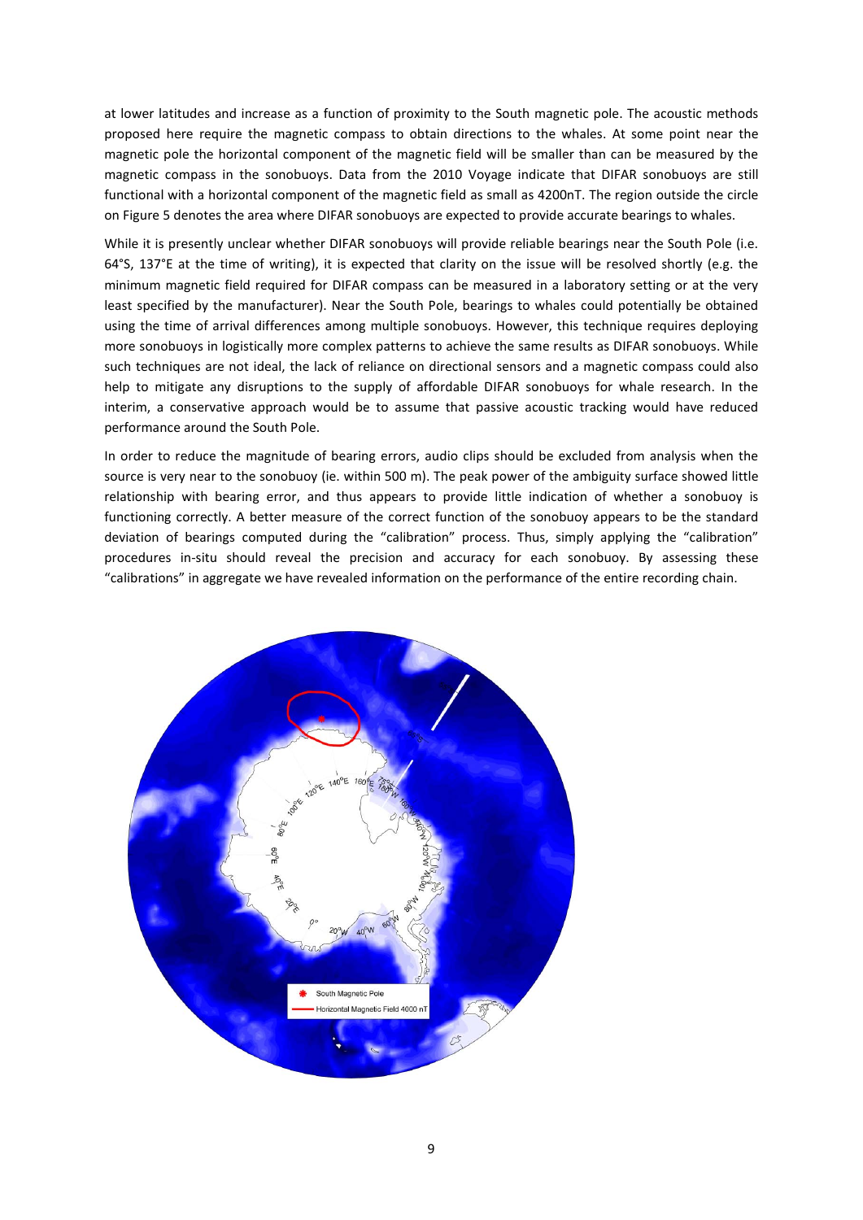at lower latitudes and increase as a function of proximity to the South magnetic pole. The acoustic methods proposed here require the magnetic compass to obtain directions to the whales. At some point near the magnetic pole the horizontal component of the magnetic field will be smaller than can be measured by the magnetic compass in the sonobuoys. Data from the 2010 Voyage indicate that DIFAR sonobuoys are still functional with a horizontal component of the magnetic field as small as 4200nT. The region outside the circle on Figure 5 denotes the area where DIFAR sonobuoys are expected to provide accurate bearings to whales.

While it is presently unclear whether DIFAR sonobuoys will provide reliable bearings near the South Pole (i.e. 64°S, 137°E at the time of writing), it is expected that clarity on the issue will be resolved shortly (e.g. the minimum magnetic field required for DIFAR compass can be measured in a laboratory setting or at the very least specified by the manufacturer). Near the South Pole, bearings to whales could potentially be obtained using the time of arrival differences among multiple sonobuoys. However, this technique requires deploying more sonobuoys in logistically more complex patterns to achieve the same results as DIFAR sonobuoys. While such techniques are not ideal, the lack of reliance on directional sensors and a magnetic compass could also help to mitigate any disruptions to the supply of affordable DIFAR sonobuoys for whale research. In the interim, a conservative approach would be to assume that passive acoustic tracking would have reduced performance around the South Pole.

In order to reduce the magnitude of bearing errors, audio clips should be excluded from analysis when the source is very near to the sonobuoy (ie. within 500 m). The peak power of the ambiguity surface showed little relationship with bearing error, and thus appears to provide little indication of whether a sonobuoy is functioning correctly. A better measure of the correct function of the sonobuoy appears to be the standard deviation of bearings computed during the "calibration" process. Thus, simply applying the "calibration" procedures in-situ should reveal the precision and accuracy for each sonobuoy. By assessing these "calibrations" in aggregate we have revealed information on the performance of the entire recording chain.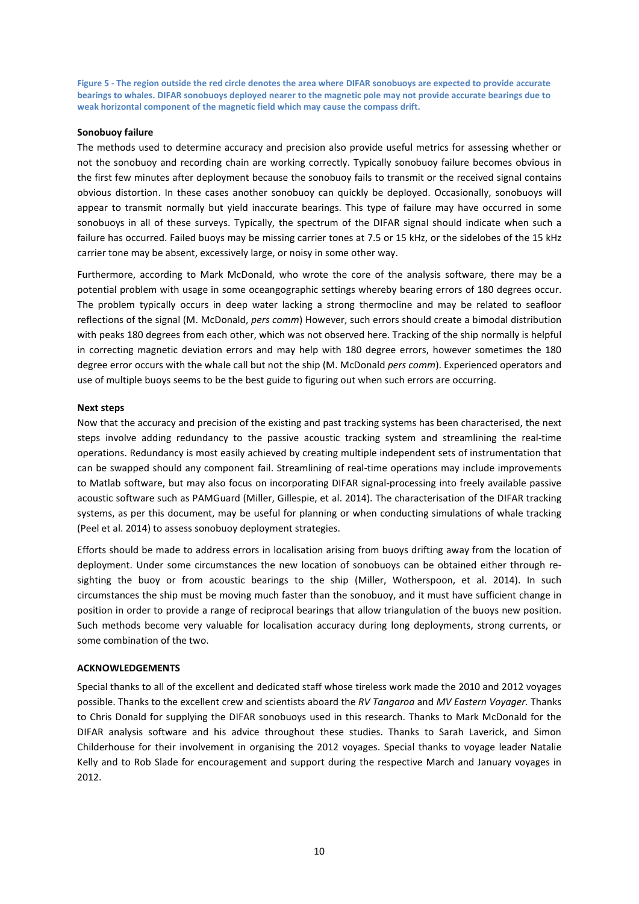**Figure 5 - The region outside the red circle denotes the area where DIFAR sonobuoys are expected to provide accurate bearings to whales. DIFAR sonobuoys deployed nearer to the magnetic pole may not provide accurate bearings due to weak horizontal component of the magnetic field which may cause the compass drift.**

**Sonobuoy failure**

The methods used to determine accuracy and precision also provide useful metrics for assessing whether or not the sonobuoy and recording chain are working correctly. Typically sonobuoy failure becomes obvious in the first few minutes after deployment because the sonobuoy fails to transmit or the received signal contains obvious distortion. In these cases another sonobuoy can quickly be deployed. Occasionally, sonobuoys will appear to transmit normally but yield inaccurate bearings. This type of failure may have occurred in some sonobuoys in all of these surveys. Typically, the spectrum of the DIFAR signal should indicate when such a failure has occurred. Failed buoys may be missing carrier tones at 7.5 or 15 kHz, or the sidelobes of the 15 kHz carrier tone may be absent, excessively large, or noisy in some other way.

Furthermore, according to Mark McDonald, who wrote the core of the analysis software, there may be a potential problem with usage in some oceangographic settings whereby bearing errors of 180 degrees occur. The problem typically occurs in deep water lacking a strong thermocline and may be related to seafloor reflections of the signal (M. McDonald, *pers comm*) However, such errors should create a bimodal distribution with peaks 180 degrees from each other, which was not observed here. Tracking of the ship normally is helpful in correcting magnetic deviation errors and may help with 180 degree errors, however sometimes the 180 degree error occurs with the whale call but not the ship (M. McDonald *pers comm*). Experienced operators and use of multiple buoys seems to be the best guide to figuring out when such errors are occurring.

**Next steps**

Now that the accuracy and precision of the existing and past tracking systems has been characterised, the next steps involve adding redundancy to the passive acoustic tracking system and streamlining the real-time operations. Redundancy is most easily achieved by creating multiple independent sets of instrumentation that can be swapped should any component fail. Streamlining of real-time operations may include improvements to Matlab software, but may also focus on incorporating DIFAR signal-processing into freely available passive acoustic software such as PAMGuard (Miller, Gillespie, et al. 2014). The characterisation of the DIFAR tracking systems, as per this document, may be useful for planning or when conducting simulations of whale tracking (Peel et al. 2014) to assess sonobuoy deployment strategies.

Efforts should be made to address errors in localisation arising from buoys drifting away from the location of deployment. Under some circumstances the new location of sonobuoys can be obtained either through re-sighting the buoy or from acoustic bearings to the ship (Miller, Wotherspoon, et al. 2014). In such circumstances the ship must be moving much faster than the sonobuoy, and it must have sufficient change in position in order to provide a range of reciprocal bearings that allow triangulation of the buoys new position. Such methods become very valuable for localisation accuracy during long deployments, strong currents, or some combination of the two.

**ACKNOWLEDGEMENTS**

Special thanks to all of the excellent and dedicated staff whose tireless work made the 2010 and 2012 voyages possible. Thanks to the excellent crew and scientists aboard the *RV Tangaroa* and *MV Eastern Voyager.* Thanks to Chris Donald for supplying the DIFAR sonobuoys used in this research. Thanks to Mark McDonald for the DIFAR analysis software and his advice throughout these studies. Thanks to Sarah Laverick, and Simon Childerhouse for their involvement in organising the 2012 voyages. Special thanks to voyage leader Natalie Kelly and to Rob Slade for encouragement and support during the respective March and January voyages in 2012.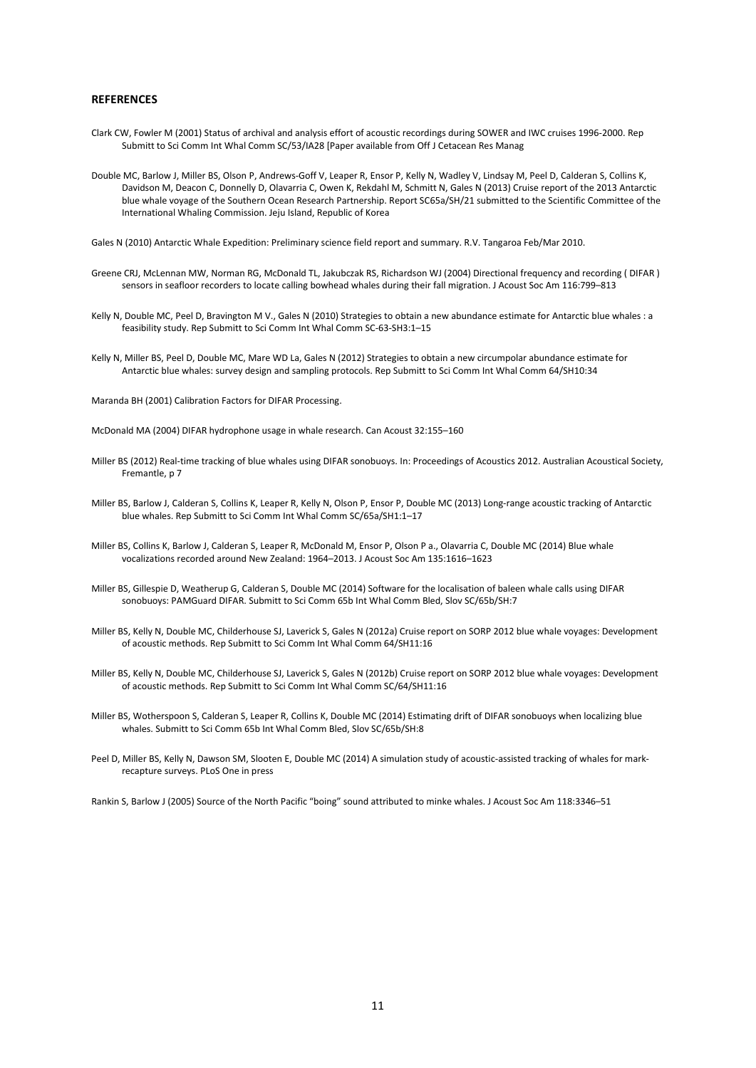## REFERENCES

Clark CW, Fowler M (2001) Status of archival and analysis effort of acoustic recordings during SOWER and IWC cruises 1996-2000. Rep Submitt to Sci Comm Int Whal Comm SC/53/IA28 [Paper available from Off J Cetacean Res Manag

Double MC, Barlow J, Miller BS, Olson P, Andrews-Goff V, Leaper R, Ensor P, Kelly N, Wadley V, Lindsay M, Peel D, Calderan S, Collins K, Davidson M, Deacon C, Donnelly D, Olavarria C, Owen K, Rekdahl M, Schmitt N, Gales N (2013) Cruise report of the 2013 Antarctic blue whale voyage of the Southern Ocean Research Partnership. Report SC65a/SH/21 submitted to the Scientific Committee of the International Whaling Commission. Jeju Island, Republic of Korea

Gales N (2010) Antarctic Whale Expedition: Preliminary science field report and summary. R.V. Tangaroa Feb/Mar 2010.

Greene CRJ, McLennan MW, Norman RG, McDonald TL, Jakubczak RS, Richardson WJ (2004) Directional frequency and recording ( DIFAR ) sensors in seafloor recorders to locate calling bowhead whales during their fall migration. J Acoust Soc Am 116:799–813

Kelly N, Double MC, Peel D, Bravington M V., Gales N (2010) Strategies to obtain a new abundance estimate for Antarctic blue whales : a feasibility study. Rep Submitt to Sci Comm Int Whal Comm SC-63-SH3:1–15

Kelly N, Miller BS, Peel D, Double MC, Mare WD La, Gales N (2012) Strategies to obtain a new circumpolar abundance estimate for Antarctic blue whales: survey design and sampling protocols. Rep Submitt to Sci Comm Int Whal Comm 64/SH10:34

Maranda BH (2001) Calibration Factors for DIFAR Processing.

McDonald MA (2004) DIFAR hydrophone usage in whale research. Can Acoust 32:155–160

Miller BS (2012) Real-time tracking of blue whales using DIFAR sonobuoys. In: Proceedings of Acoustics 2012. Australian Acoustical Society, Fremantle, p 7

Miller BS, Barlow J, Calderan S, Collins K, Leaper R, Kelly N, Olson P, Ensor P, Double MC (2013) Long-range acoustic tracking of Antarctic blue whales. Rep Submitt to Sci Comm Int Whal Comm SC/65a/SH1:1–17

Miller BS, Collins K, Barlow J, Calderan S, Leaper R, McDonald M, Ensor P, Olson P a., Olavarria C, Double MC (2014) Blue whale vocalizations recorded around New Zealand: 1964–2013. J Acoust Soc Am 135:1616–1623

Miller BS, Gillespie D, Weatherup G, Calderan S, Double MC (2014) Software for the localisation of baleen whale calls using DIFAR sonobuoys: PAMGuard DIFAR. Submitt to Sci Comm 65b Int Whal Comm Bled, Slov SC/65b/SH:7

Miller BS, Kelly N, Double MC, Childerhouse SJ, Laverick S, Gales N (2012a) Cruise report on SORP 2012 blue whale voyages: Development of acoustic methods. Rep Submitt to Sci Comm Int Whal Comm 64/SH11:16

Miller BS, Kelly N, Double MC, Childerhouse SJ, Laverick S, Gales N (2012b) Cruise report on SORP 2012 blue whale voyages: Development of acoustic methods. Rep Submitt to Sci Comm Int Whal Comm SC/64/SH11:16

Miller BS, Wotherspoon S, Calderan S, Leaper R, Collins K, Double MC (2014) Estimating drift of DIFAR sonobuoys when localizing blue whales. Submitt to Sci Comm 65b Int Whal Comm Bled, Slov SC/65b/SH:8

Peel D, Miller BS, Kelly N, Dawson SM, Slooten E, Double MC (2014) A simulation study of acoustic-assisted tracking of whales for mark-recapture surveys. PLoS One in press

Rankin S, Barlow J (2005) Source of the North Pacific "boing" sound attributed to minke whales. J Acoust Soc Am 118:3346–51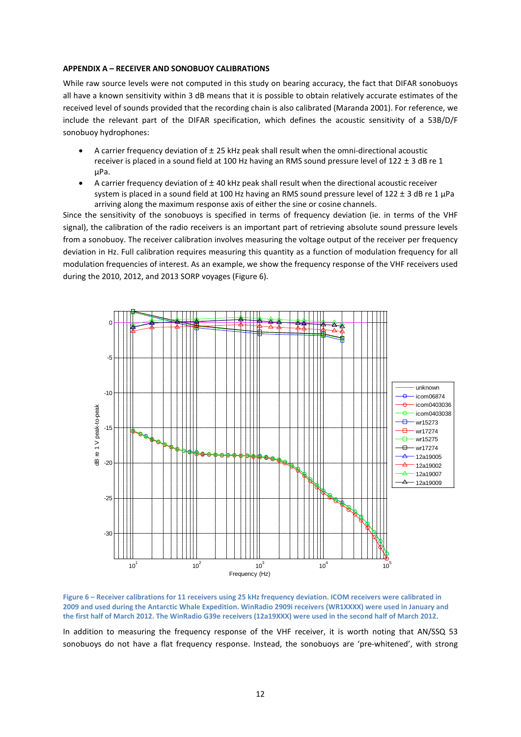### APPENDIX A – RECEIVER AND SONOBUOY CALIBRATIONS

While raw source levels were not computed in this study on bearing accuracy, the fact that DIFAR sonobuoys all have a known sensitivity within 3 dB means that it is possible to obtain relatively accurate estimates of the received level of sounds provided that the recording chain is also calibrated (Maranda 2001). For reference, we include the relevant part of the DIFAR specification, which defines the acoustic sensitivity of a 53B/D/F sonobuoy hydrophones:

- A carrier frequency deviation of ± 25 kHz peak shall result when the omni-directional acoustic receiver is placed in a sound field at 100 Hz having an RMS sound pressure level of 122 ± 3 dB re 1 µPa.
- A carrier frequency deviation of ± 40 kHz peak shall result when the directional acoustic receiver system is placed in a sound field at 100 Hz having an RMS sound pressure level of 122 ± 3 dB re 1 µPa arriving along the maximum response axis of either the sine or cosine channels.

Since the sensitivity of the sonobuoys is specified in terms of frequency deviation (ie. in terms of the VHF signal), the calibration of the radio receivers is an important part of retrieving absolute sound pressure levels from a sonobuoy. The receiver calibration involves measuring the voltage output of the receiver per frequency deviation in Hz. Full calibration requires measuring this quantity as a function of modulation frequency for all modulation frequencies of interest. As an example, we show the frequency response of the VHF receivers used during the 2010, 2012, and 2013 SORP voyages (Figure 6).

**Figure 6 – Receiver calibrations for 11 receivers using 25 kHz frequency deviation. ICOM receivers were calibrated in 2009 and used during the Antarctic Whale Expedition. WinRadio 2909i receivers (WR1XXXX) were used in January and the first half of March 2012. The WinRadio G39e receivers (12a19XXX) were used in the second half of March 2012.**

In addition to measuring the frequency response of the VHF receiver, it is worth noting that AN/SSQ 53 sonobuoys do not have a flat frequency response. Instead, the sonobuoys are 'pre-whitened', with strong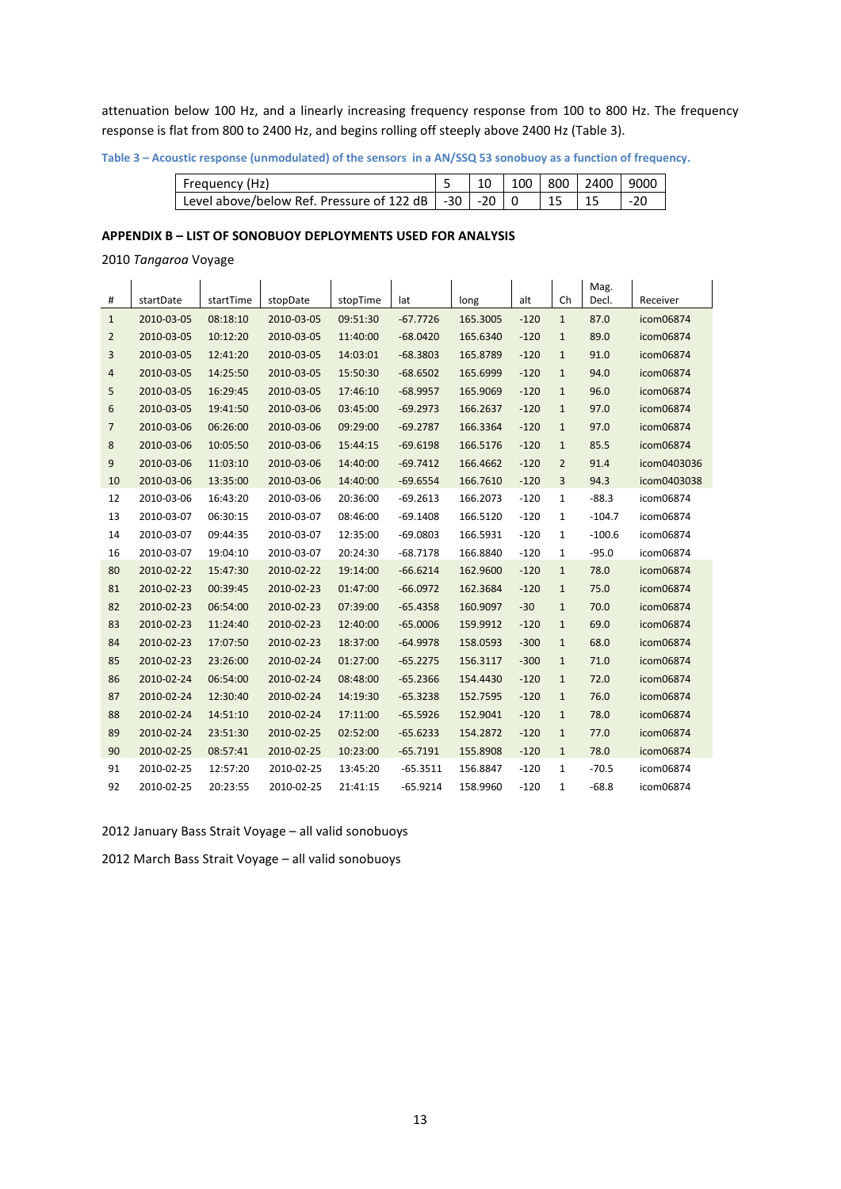attenuation below 100 Hz, and a linearly increasing frequency response from 100 to 800 Hz. The frequency response is flat from 800 to 2400 Hz, and begins rolling off steeply above 2400 Hz (Table 3).

**Table 3 – Acoustic response (unmodulated) of the sensors in a AN/SSQ 53 sonobuoy as a function of frequency.**

| | | | | | | |
|---|---|---|---|---|---|---|
| Frequency (Hz) | 5 | 10 | 100 | 800 | 2400 | 9000 |
| Level above/below Ref. Pressure of 122 dB | -30 | -20 | 0 | 15 | 15 | -20 |

### APPENDIX B – LIST OF SONOBUOY DEPLOYMENTS USED FOR ANALYSIS

2010 *Tangaroa* Voyage

| # | startDate | startTime | stopDate | stopTime | lat | long | alt | Ch | Mag. Decl. | Receiver |
|---|---|---|---|---|---|---|---|---|---|---|
| 1 | 2010-03-05 | 08:18:10 | 2010-03-05 | 09:51:30 | -67.7726 | 165.3005 | -120 | 1 | 87.0 | icom06874 |
| 2 | 2010-03-05 | 10:12:20 | 2010-03-05 | 11:40:00 | -68.0420 | 165.6340 | -120 | 1 | 89.0 | icom06874 |
| 3 | 2010-03-05 | 12:41:20 | 2010-03-05 | 14:03:01 | -68.3803 | 165.8789 | -120 | 1 | 91.0 | icom06874 |
| 4 | 2010-03-05 | 14:25:50 | 2010-03-05 | 15:50:30 | -68.6502 | 165.6999 | -120 | 1 | 94.0 | icom06874 |
| 5 | 2010-03-05 | 16:29:45 | 2010-03-05 | 17:46:10 | -68.9957 | 165.9069 | -120 | 1 | 96.0 | icom06874 |
| 6 | 2010-03-05 | 19:41:50 | 2010-03-06 | 03:45:00 | -69.2973 | 166.2637 | -120 | 1 | 97.0 | icom06874 |
| 7 | 2010-03-06 | 06:26:00 | 2010-03-06 | 09:29:00 | -69.2787 | 166.3364 | -120 | 1 | 97.0 | icom06874 |
| 8 | 2010-03-06 | 10:05:50 | 2010-03-06 | 15:44:15 | -69.6198 | 166.5176 | -120 | 1 | 85.5 | icom06874 |
| 9 | 2010-03-06 | 11:03:10 | 2010-03-06 | 14:40:00 | -69.7412 | 166.4662 | -120 | 2 | 91.4 | icom0403036 |
| 10 | 2010-03-06 | 13:35:00 | 2010-03-06 | 14:40:00 | -69.6554 | 166.7610 | -120 | 3 | 94.3 | icom0403038 |
| 12 | 2010-03-06 | 16:43:20 | 2010-03-06 | 20:36:00 | -69.2613 | 166.2073 | -120 | 1 | -88.3 | icom06874 |
| 13 | 2010-03-07 | 06:30:15 | 2010-03-07 | 08:46:00 | -69.1408 | 166.5120 | -120 | 1 | -104.7 | icom06874 |
| 14 | 2010-03-07 | 09:44:35 | 2010-03-07 | 12:35:00 | -69.0803 | 166.5931 | -120 | 1 | -100.6 | icom06874 |
| 16 | 2010-03-07 | 19:04:10 | 2010-03-07 | 20:24:30 | -68.7178 | 166.8840 | -120 | 1 | -95.0 | icom06874 |
| 80 | 2010-02-22 | 15:47:30 | 2010-02-22 | 19:14:00 | -66.6214 | 162.9600 | -120 | 1 | 78.0 | icom06874 |
| 81 | 2010-02-23 | 00:39:45 | 2010-02-23 | 01:47:00 | -66.0972 | 162.3684 | -120 | 1 | 75.0 | icom06874 |
| 82 | 2010-02-23 | 06:54:00 | 2010-02-23 | 07:39:00 | -65.4358 | 160.9097 | -30 | 1 | 70.0 | icom06874 |
| 83 | 2010-02-23 | 11:24:40 | 2010-02-23 | 12:40:00 | -65.0006 | 159.9912 | -120 | 1 | 69.0 | icom06874 |
| 84 | 2010-02-23 | 17:07:50 | 2010-02-23 | 18:37:00 | -64.9978 | 158.0593 | -300 | 1 | 68.0 | icom06874 |
| 85 | 2010-02-23 | 23:26:00 | 2010-02-24 | 01:27:00 | -65.2275 | 156.3117 | -300 | 1 | 71.0 | icom06874 |
| 86 | 2010-02-24 | 06:54:00 | 2010-02-24 | 08:48:00 | -65.2366 | 154.4430 | -120 | 1 | 72.0 | icom06874 |
| 87 | 2010-02-24 | 12:30:40 | 2010-02-24 | 14:19:30 | -65.3238 | 152.7595 | -120 | 1 | 76.0 | icom06874 |
| 88 | 2010-02-24 | 14:51:10 | 2010-02-24 | 17:11:00 | -65.5926 | 152.9041 | -120 | 1 | 78.0 | icom06874 |
| 89 | 2010-02-24 | 23:51:30 | 2010-02-25 | 02:52:00 | -65.6233 | 154.2872 | -120 | 1 | 77.0 | icom06874 |
| 90 | 2010-02-25 | 08:57:41 | 2010-02-25 | 10:23:00 | -65.7191 | 155.8908 | -120 | 1 | 78.0 | icom06874 |
| 91 | 2010-02-25 | 12:57:20 | 2010-02-25 | 13:45:20 | -65.3511 | 156.8847 | -120 | 1 | -70.5 | icom06874 |
| 92 | 2010-02-25 | 20:23:55 | 2010-02-25 | 21:41:15 | -65.9214 | 158.9960 | -120 | 1 | -68.8 | icom06874 |

2012 January Bass Strait Voyage – all valid sonobuoys

2012 March Bass Strait Voyage – all valid sonobuoys